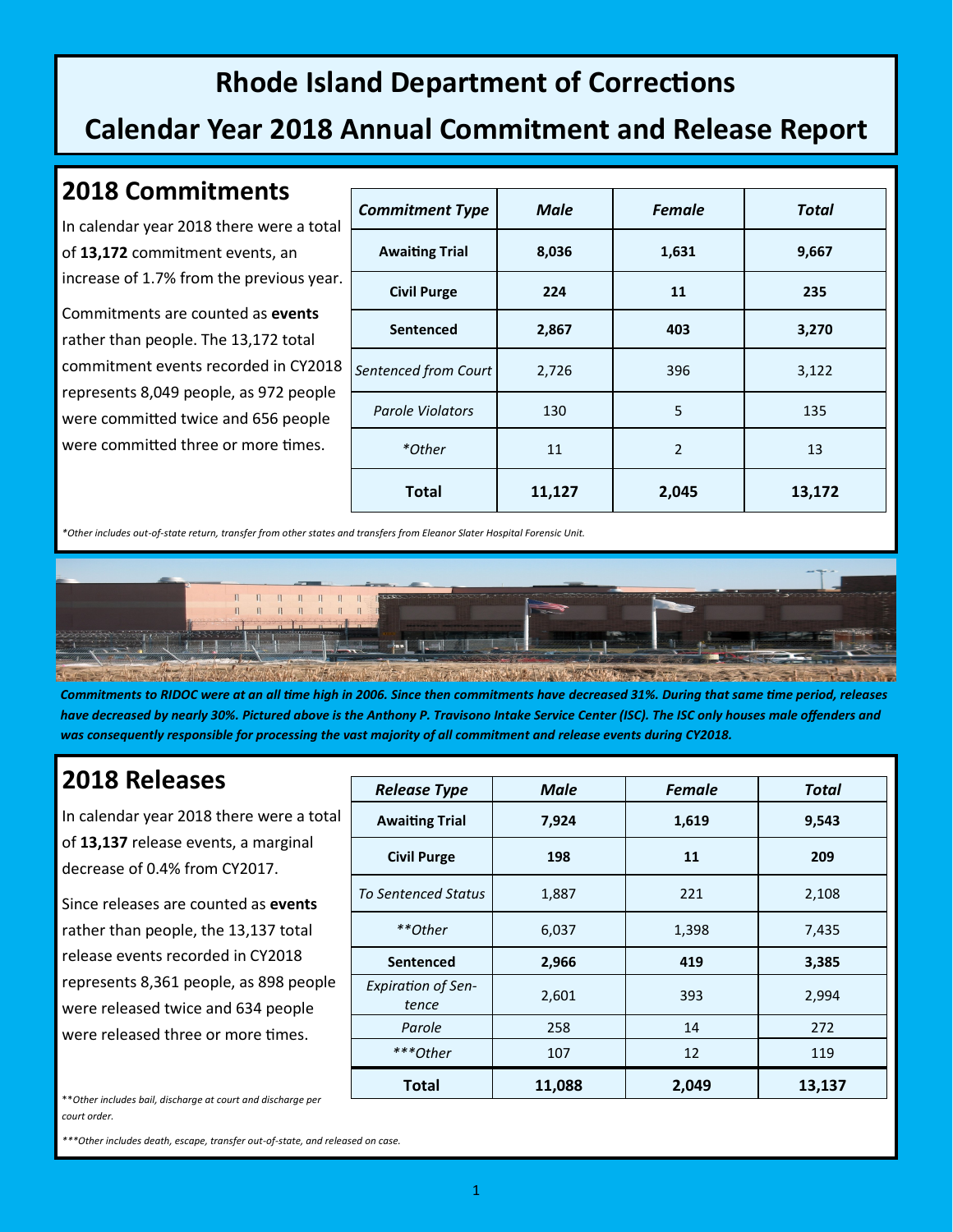# Rhode Island Department of Corrections

# Calendar Year 2018 Annual Commitment and Release Report

## 2018 Commitments

In calendar year 2018 there were a total of **13,172** commitment events, an increase of 1.7% from the previous year.

Commitments are counted as **events** rather than people. The 13,172 total commitment events recorded in CY2018 represents 8,049 people, as 972 people were committed twice and 656 people were committed three or more times.

| ***Commitment Type*** | ***Male*** | ***Female*** | ***Total*** |
|---|---|---|---|
| **Awaiting Trial** | **8,036** | **1,631** | **9,667** |
| **Civil Purge** | **224** | **11** | **235** |
| **Sentenced** | **2,867** | **403** | **3,270** |
| *Sentenced from Court* | 2,726 | 396 | 3,122 |
| *Parole Violators* | 130 | 5 | 135 |
| **Other* | 11 | 2 | 13 |
| **Total** | **11,127** | **2,045** | **13,172** |

**Other includes out-of-state return, transfer from other states and transfers from Eleanor Slater Hospital Forensic Unit.*

***Commitments to RIDOC were at an all time high in 2006. Since then commitments have decreased 31%. During that same time period, releases have decreased by nearly 30%. Pictured above is the Anthony P. Travisono Intake Service Center (ISC). The ISC only houses male offenders and was consequently responsible for processing the vast majority of all commitment and release events during CY2018.***

## 2018 Releases

In calendar year 2018 there were a total of **13,137** release events, a marginal decrease of 0.4% from CY2017.

Since releases are counted as **events** rather than people, the 13,137 total release events recorded in CY2018 represents 8,361 people, as 898 people were released twice and 634 people were released three or more times.

| ***Release Type*** | ***Male*** | ***Female*** | ***Total*** |
|---|---|---|---|
| **Awaiting Trial** | **7,924** | **1,619** | **9,543** |
| **Civil Purge** | **198** | **11** | **209** |
| *To Sentenced Status* | 1,887 | 221 | 2,108 |
| ***Other* | 6,037 | 1,398 | 7,435 |
| **Sentenced** | **2,966** | **419** | **3,385** |
| *Expiration of Sentence* | 2,601 | 393 | 2,994 |
| *Parole* | 258 | 14 | 272 |
| ****Other* | 107 | 12 | 119 |
| **Total** | **11,088** | **2,049** | **13,137** |

***Other includes bail, discharge at court and discharge per court order.*

****Other includes death, escape, transfer out-of-state, and released on case.*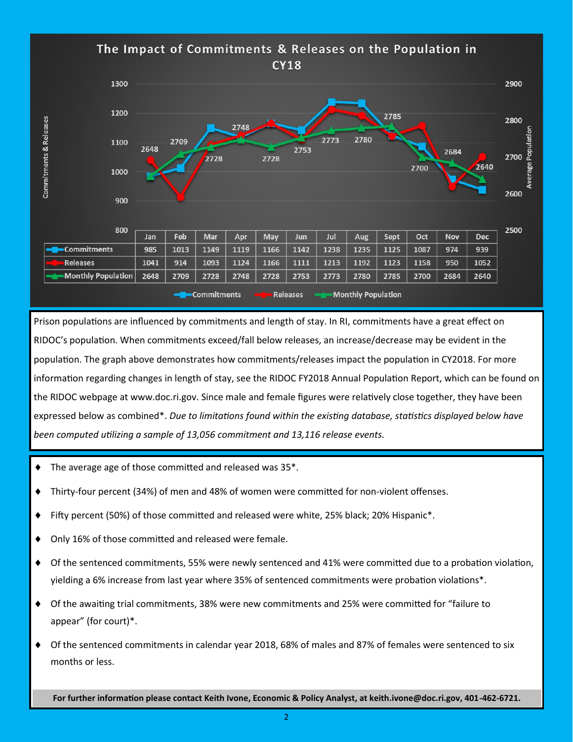## The Impact of Commitments & Releases on the Population in CY18

| | Jan | Feb | Mar | Apr | May | Jun | Jul | Aug | Sept | Oct | Nov | Dec |
|---|---|---|---|---|---|---|---|---|---|---|---|---|
| Commitments | 985 | 1013 | 1149 | 1119 | 1166 | 1142 | 1238 | 1235 | 1125 | 1087 | 974 | 939 |
| Releases | 1041 | 914 | 1093 | 1124 | 1166 | 1111 | 1213 | 1192 | 1123 | 1158 | 950 | 1052 |
| Monthly Population | 2648 | 2709 | 2728 | 2748 | 2728 | 2753 | 2773 | 2780 | 2785 | 2700 | 2684 | 2640 |

Prison populations are influenced by commitments and length of stay. In RI, commitments have a great effect on RIDOC's population. When commitments exceed/fall below releases, an increase/decrease may be evident in the population. The graph above demonstrates how commitments/releases impact the population in CY2018. For more information regarding changes in length of stay, see the RIDOC FY2018 Annual Population Report, which can be found on the RIDOC webpage at www.doc.ri.gov. Since male and female figures were relatively close together, they have been expressed below as combined*. *Due to limitations found within the existing database, statistics displayed below have been computed utilizing a sample of 13,056 commitment and 13,116 release events.*

- The average age of those committed and released was 35*.
- Thirty-four percent (34%) of men and 48% of women were committed for non-violent offenses.
- Fifty percent (50%) of those committed and released were white, 25% black; 20% Hispanic*.
- Only 16% of those committed and released were female.
- Of the sentenced commitments, 55% were newly sentenced and 41% were committed due to a probation violation, yielding a 6% increase from last year where 35% of sentenced commitments were probation violations*.
- Of the awaiting trial commitments, 38% were new commitments and 25% were committed for "failure to appear" (for court)*.
- Of the sentenced commitments in calendar year 2018, 68% of males and 87% of females were sentenced to six months or less.

**For further information please contact Keith Ivone, Economic & Policy Analyst, at keith.ivone@doc.ri.gov, 401-462-6721.**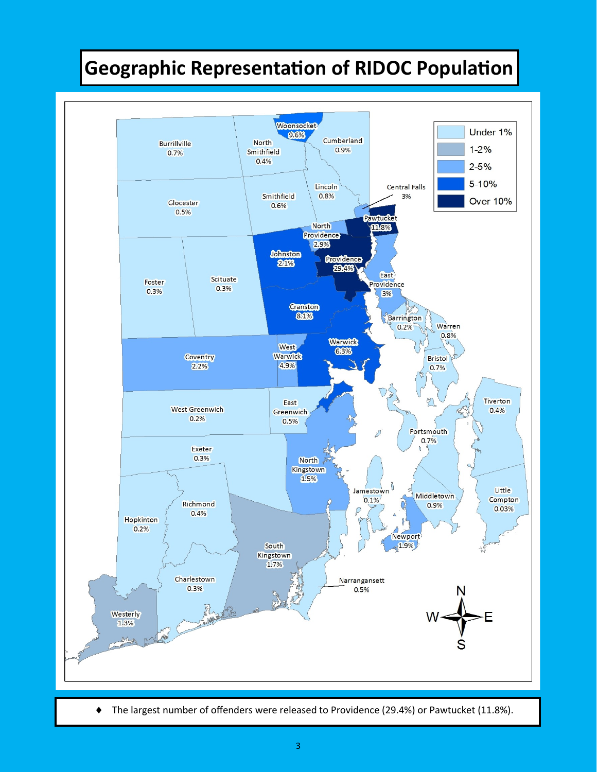# Geographic Representation of RIDOC Population

Under 1%
1-2%
2-5%
5-10%
Over 10%

Woonsocket 9.6%
Burrillville 0.7%
North Smithfield 0.4%
Cumberland 0.9%
Glocester 0.5%
Smithfield 0.6%
Lincoln 0.8%
Central Falls 3%
Pawtucket 11.8%
North Providence 2.9%
Johnston 2.1%
Providence 29.4%
East Providence 3%
Foster 0.3%
Scituate 0.3%
Cranston 8.1%
Barrington 0.2%
Warren 0.8%
Coventry 2.2%
West Warwick 4.9%
Warwick 6.3%
Bristol 0.7%
West Greenwich 0.2%
East Greenwich 0.5%
Tiverton 0.4%
Portsmouth 0.7%
Exeter 0.3%
North Kingstown 1.5%
Jamestown 0.1%
Middletown 0.9%
Little Compton 0.03%
Richmond 0.4%
Hopkinton 0.2%
Newport 1.9%
South Kingstown 1.7%
Charlestown 0.3%
Narragansett 0.5%
Westerly 1.3%

N
W
E
S

- The largest number of offenders were released to Providence (29.4%) or Pawtucket (11.8%).